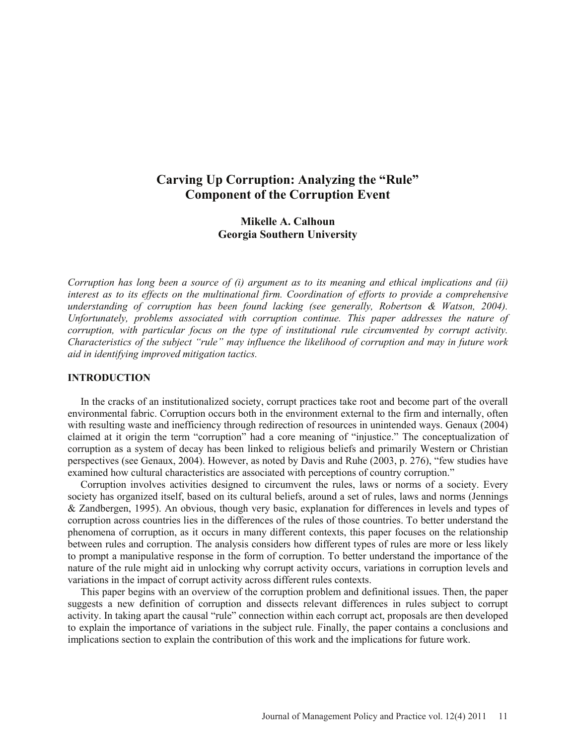# Carving Up Corruption: Analyzing the "Rule" Component of the Corruption Event

**Mikelle A. Calhoun**
**Georgia Southern University**

*Corruption has long been a source of (i) argument as to its meaning and ethical implications and (ii) interest as to its effects on the multinational firm. Coordination of efforts to provide a comprehensive understanding of corruption has been found lacking (see generally, Robertson & Watson, 2004). Unfortunately, problems associated with corruption continue. This paper addresses the nature of corruption, with particular focus on the type of institutional rule circumvented by corrupt activity. Characteristics of the subject "rule" may influence the likelihood of corruption and may in future work aid in identifying improved mitigation tactics.*

## INTRODUCTION

In the cracks of an institutionalized society, corrupt practices take root and become part of the overall environmental fabric. Corruption occurs both in the environment external to the firm and internally, often with resulting waste and inefficiency through redirection of resources in unintended ways. Genaux (2004) claimed at it origin the term "corruption" had a core meaning of "injustice." The conceptualization of corruption as a system of decay has been linked to religious beliefs and primarily Western or Christian perspectives (see Genaux, 2004). However, as noted by Davis and Ruhe (2003, p. 276), "few studies have examined how cultural characteristics are associated with perceptions of country corruption."

Corruption involves activities designed to circumvent the rules, laws or norms of a society. Every society has organized itself, based on its cultural beliefs, around a set of rules, laws and norms (Jennings & Zandbergen, 1995). An obvious, though very basic, explanation for differences in levels and types of corruption across countries lies in the differences of the rules of those countries. To better understand the phenomena of corruption, as it occurs in many different contexts, this paper focuses on the relationship between rules and corruption. The analysis considers how different types of rules are more or less likely to prompt a manipulative response in the form of corruption. To better understand the importance of the nature of the rule might aid in unlocking why corrupt activity occurs, variations in corruption levels and variations in the impact of corrupt activity across different rules contexts.

This paper begins with an overview of the corruption problem and definitional issues. Then, the paper suggests a new definition of corruption and dissects relevant differences in rules subject to corrupt activity. In taking apart the causal "rule" connection within each corrupt act, proposals are then developed to explain the importance of variations in the subject rule. Finally, the paper contains a conclusions and implications section to explain the contribution of this work and the implications for future work.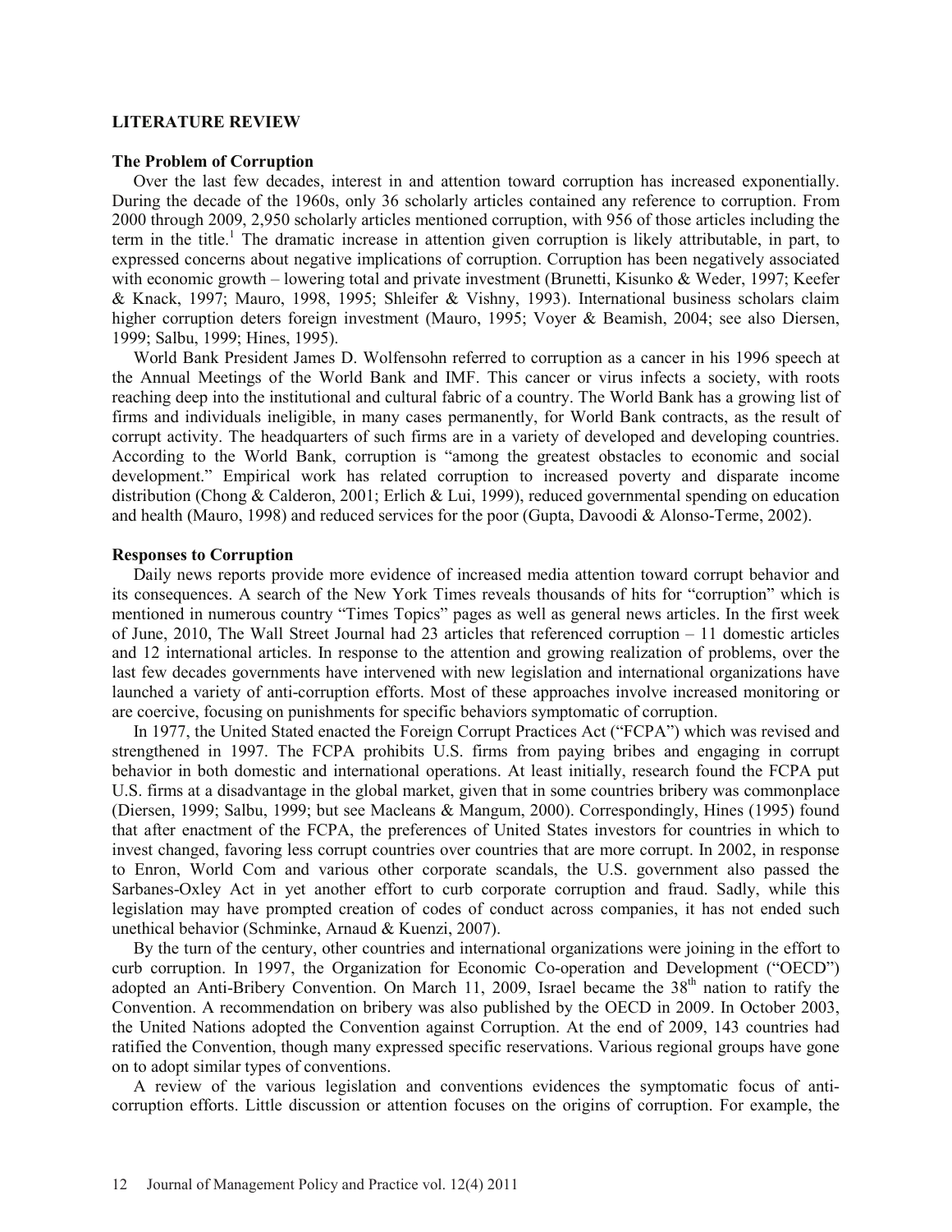## LITERATURE REVIEW

### The Problem of Corruption

Over the last few decades, interest in and attention toward corruption has increased exponentially. During the decade of the 1960s, only 36 scholarly articles contained any reference to corruption. From 2000 through 2009, 2,950 scholarly articles mentioned corruption, with 956 of those articles including the term in the title.[1] The dramatic increase in attention given corruption is likely attributable, in part, to expressed concerns about negative implications of corruption. Corruption has been negatively associated with economic growth – lowering total and private investment (Brunetti, Kisunko & Weder, 1997; Keefer & Knack, 1997; Mauro, 1998, 1995; Shleifer & Vishny, 1993). International business scholars claim higher corruption deters foreign investment (Mauro, 1995; Voyer & Beamish, 2004; see also Diersen, 1999; Salbu, 1999; Hines, 1995).

World Bank President James D. Wolfensohn referred to corruption as a cancer in his 1996 speech at the Annual Meetings of the World Bank and IMF. This cancer or virus infects a society, with roots reaching deep into the institutional and cultural fabric of a country. The World Bank has a growing list of firms and individuals ineligible, in many cases permanently, for World Bank contracts, as the result of corrupt activity. The headquarters of such firms are in a variety of developed and developing countries. According to the World Bank, corruption is "among the greatest obstacles to economic and social development." Empirical work has related corruption to increased poverty and disparate income distribution (Chong & Calderon, 2001; Erlich & Lui, 1999), reduced governmental spending on education and health (Mauro, 1998) and reduced services for the poor (Gupta, Davoodi & Alonso-Terme, 2002).

### Responses to Corruption

Daily news reports provide more evidence of increased media attention toward corrupt behavior and its consequences. A search of the New York Times reveals thousands of hits for "corruption" which is mentioned in numerous country "Times Topics" pages as well as general news articles. In the first week of June, 2010, The Wall Street Journal had 23 articles that referenced corruption – 11 domestic articles and 12 international articles. In response to the attention and growing realization of problems, over the last few decades governments have intervened with new legislation and international organizations have launched a variety of anti-corruption efforts. Most of these approaches involve increased monitoring or are coercive, focusing on punishments for specific behaviors symptomatic of corruption.

In 1977, the United Stated enacted the Foreign Corrupt Practices Act ("FCPA") which was revised and strengthened in 1997. The FCPA prohibits U.S. firms from paying bribes and engaging in corrupt behavior in both domestic and international operations. At least initially, research found the FCPA put U.S. firms at a disadvantage in the global market, given that in some countries bribery was commonplace (Diersen, 1999; Salbu, 1999; but see Macleans & Mangum, 2000). Correspondingly, Hines (1995) found that after enactment of the FCPA, the preferences of United States investors for countries in which to invest changed, favoring less corrupt countries over countries that are more corrupt. In 2002, in response to Enron, World Com and various other corporate scandals, the U.S. government also passed the Sarbanes-Oxley Act in yet another effort to curb corporate corruption and fraud. Sadly, while this legislation may have prompted creation of codes of conduct across companies, it has not ended such unethical behavior (Schminke, Arnaud & Kuenzi, 2007).

By the turn of the century, other countries and international organizations were joining in the effort to curb corruption. In 1997, the Organization for Economic Co-operation and Development ("OECD") adopted an Anti-Bribery Convention. On March 11, 2009, Israel became the 38th nation to ratify the Convention. A recommendation on bribery was also published by the OECD in 2009. In October 2003, the United Nations adopted the Convention against Corruption. At the end of 2009, 143 countries had ratified the Convention, though many expressed specific reservations. Various regional groups have gone on to adopt similar types of conventions.

A review of the various legislation and conventions evidences the symptomatic focus of anti-corruption efforts. Little discussion or attention focuses on the origins of corruption. For example, the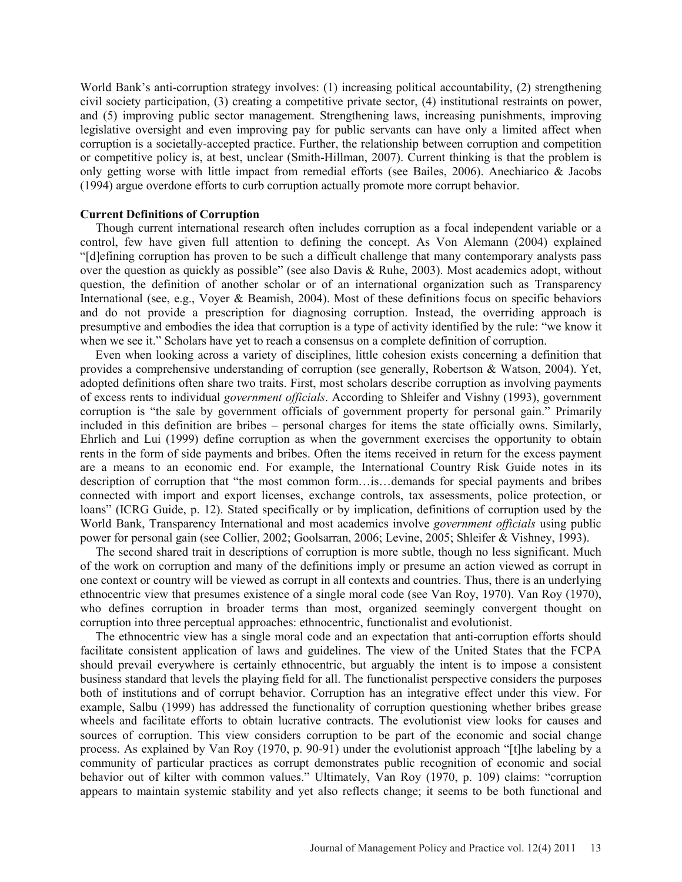World Bank's anti-corruption strategy involves: (1) increasing political accountability, (2) strengthening civil society participation, (3) creating a competitive private sector, (4) institutional restraints on power, and (5) improving public sector management. Strengthening laws, increasing punishments, improving legislative oversight and even improving pay for public servants can have only a limited affect when corruption is a societally-accepted practice. Further, the relationship between corruption and competition or competitive policy is, at best, unclear (Smith-Hillman, 2007). Current thinking is that the problem is only getting worse with little impact from remedial efforts (see Bailes, 2006). Anechiarico & Jacobs (1994) argue overdone efforts to curb corruption actually promote more corrupt behavior.

**Current Definitions of Corruption**

Though current international research often includes corruption as a focal independent variable or a control, few have given full attention to defining the concept. As Von Alemann (2004) explained "[d]efining corruption has proven to be such a difficult challenge that many contemporary analysts pass over the question as quickly as possible" (see also Davis & Ruhe, 2003). Most academics adopt, without question, the definition of another scholar or of an international organization such as Transparency International (see, e.g., Voyer & Beamish, 2004). Most of these definitions focus on specific behaviors and do not provide a prescription for diagnosing corruption. Instead, the overriding approach is presumptive and embodies the idea that corruption is a type of activity identified by the rule: "we know it when we see it." Scholars have yet to reach a consensus on a complete definition of corruption.

Even when looking across a variety of disciplines, little cohesion exists concerning a definition that provides a comprehensive understanding of corruption (see generally, Robertson & Watson, 2004). Yet, adopted definitions often share two traits. First, most scholars describe corruption as involving payments of excess rents to individual *government officials*. According to Shleifer and Vishny (1993), government corruption is "the sale by government officials of government property for personal gain." Primarily included in this definition are bribes – personal charges for items the state officially owns. Similarly, Ehrlich and Lui (1999) define corruption as when the government exercises the opportunity to obtain rents in the form of side payments and bribes. Often the items received in return for the excess payment are a means to an economic end. For example, the International Country Risk Guide notes in its description of corruption that "the most common form…is…demands for special payments and bribes connected with import and export licenses, exchange controls, tax assessments, police protection, or loans" (ICRG Guide, p. 12). Stated specifically or by implication, definitions of corruption used by the World Bank, Transparency International and most academics involve *government officials* using public power for personal gain (see Collier, 2002; Goolsarran, 2006; Levine, 2005; Shleifer & Vishney, 1993).

The second shared trait in descriptions of corruption is more subtle, though no less significant. Much of the work on corruption and many of the definitions imply or presume an action viewed as corrupt in one context or country will be viewed as corrupt in all contexts and countries. Thus, there is an underlying ethnocentric view that presumes existence of a single moral code (see Van Roy, 1970). Van Roy (1970), who defines corruption in broader terms than most, organized seemingly convergent thought on corruption into three perceptual approaches: ethnocentric, functionalist and evolutionist.

The ethnocentric view has a single moral code and an expectation that anti-corruption efforts should facilitate consistent application of laws and guidelines. The view of the United States that the FCPA should prevail everywhere is certainly ethnocentric, but arguably the intent is to impose a consistent business standard that levels the playing field for all. The functionalist perspective considers the purposes both of institutions and of corrupt behavior. Corruption has an integrative effect under this view. For example, Salbu (1999) has addressed the functionality of corruption questioning whether bribes grease wheels and facilitate efforts to obtain lucrative contracts. The evolutionist view looks for causes and sources of corruption. This view considers corruption to be part of the economic and social change process. As explained by Van Roy (1970, p. 90-91) under the evolutionist approach "[t]he labeling by a community of particular practices as corrupt demonstrates public recognition of economic and social behavior out of kilter with common values." Ultimately, Van Roy (1970, p. 109) claims: "corruption appears to maintain systemic stability and yet also reflects change; it seems to be both functional and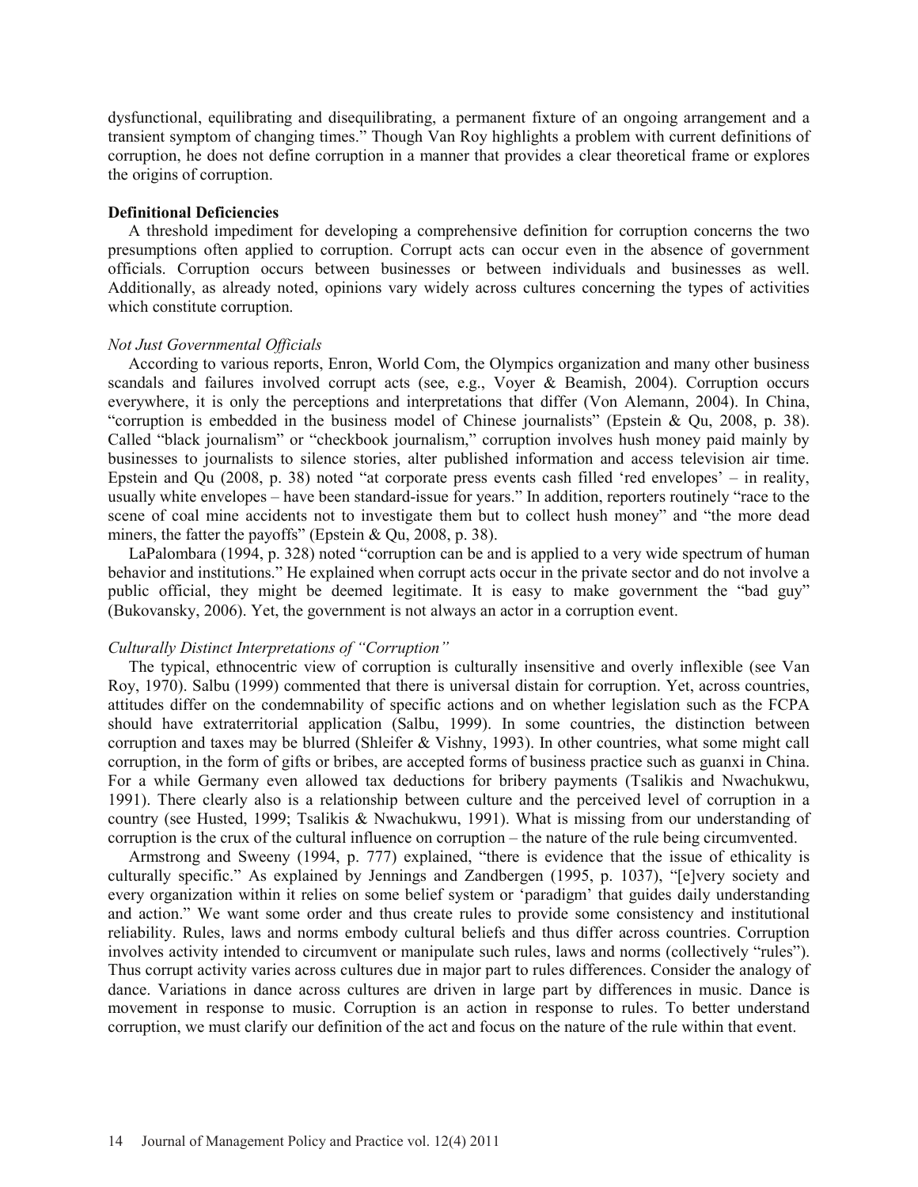dysfunctional, equilibrating and disequilibrating, a permanent fixture of an ongoing arrangement and a transient symptom of changing times." Though Van Roy highlights a problem with current definitions of corruption, he does not define corruption in a manner that provides a clear theoretical frame or explores the origins of corruption.

**Definitional Deficiencies**

A threshold impediment for developing a comprehensive definition for corruption concerns the two presumptions often applied to corruption. Corrupt acts can occur even in the absence of government officials. Corruption occurs between businesses or between individuals and businesses as well. Additionally, as already noted, opinions vary widely across cultures concerning the types of activities which constitute corruption.

*Not Just Governmental Officials*

According to various reports, Enron, World Com, the Olympics organization and many other business scandals and failures involved corrupt acts (see, e.g., Voyer & Beamish, 2004). Corruption occurs everywhere, it is only the perceptions and interpretations that differ (Von Alemann, 2004). In China, "corruption is embedded in the business model of Chinese journalists" (Epstein & Qu, 2008, p. 38). Called "black journalism" or "checkbook journalism," corruption involves hush money paid mainly by businesses to journalists to silence stories, alter published information and access television air time. Epstein and Qu (2008, p. 38) noted "at corporate press events cash filled 'red envelopes' – in reality, usually white envelopes – have been standard-issue for years." In addition, reporters routinely "race to the scene of coal mine accidents not to investigate them but to collect hush money" and "the more dead miners, the fatter the payoffs" (Epstein & Qu, 2008, p. 38).

LaPalombara (1994, p. 328) noted "corruption can be and is applied to a very wide spectrum of human behavior and institutions." He explained when corrupt acts occur in the private sector and do not involve a public official, they might be deemed legitimate. It is easy to make government the "bad guy" (Bukovansky, 2006). Yet, the government is not always an actor in a corruption event.

*Culturally Distinct Interpretations of "Corruption"*

The typical, ethnocentric view of corruption is culturally insensitive and overly inflexible (see Van Roy, 1970). Salbu (1999) commented that there is universal distain for corruption. Yet, across countries, attitudes differ on the condemnability of specific actions and on whether legislation such as the FCPA should have extraterritorial application (Salbu, 1999). In some countries, the distinction between corruption and taxes may be blurred (Shleifer & Vishny, 1993). In other countries, what some might call corruption, in the form of gifts or bribes, are accepted forms of business practice such as guanxi in China. For a while Germany even allowed tax deductions for bribery payments (Tsalikis and Nwachukwu, 1991). There clearly also is a relationship between culture and the perceived level of corruption in a country (see Husted, 1999; Tsalikis & Nwachukwu, 1991). What is missing from our understanding of corruption is the crux of the cultural influence on corruption – the nature of the rule being circumvented.

Armstrong and Sweeny (1994, p. 777) explained, "there is evidence that the issue of ethicality is culturally specific." As explained by Jennings and Zandbergen (1995, p. 1037), "[e]very society and every organization within it relies on some belief system or 'paradigm' that guides daily understanding and action." We want some order and thus create rules to provide some consistency and institutional reliability. Rules, laws and norms embody cultural beliefs and thus differ across countries. Corruption involves activity intended to circumvent or manipulate such rules, laws and norms (collectively "rules"). Thus corrupt activity varies across cultures due in major part to rules differences. Consider the analogy of dance. Variations in dance across cultures are driven in large part by differences in music. Dance is movement in response to music. Corruption is an action in response to rules. To better understand corruption, we must clarify our definition of the act and focus on the nature of the rule within that event.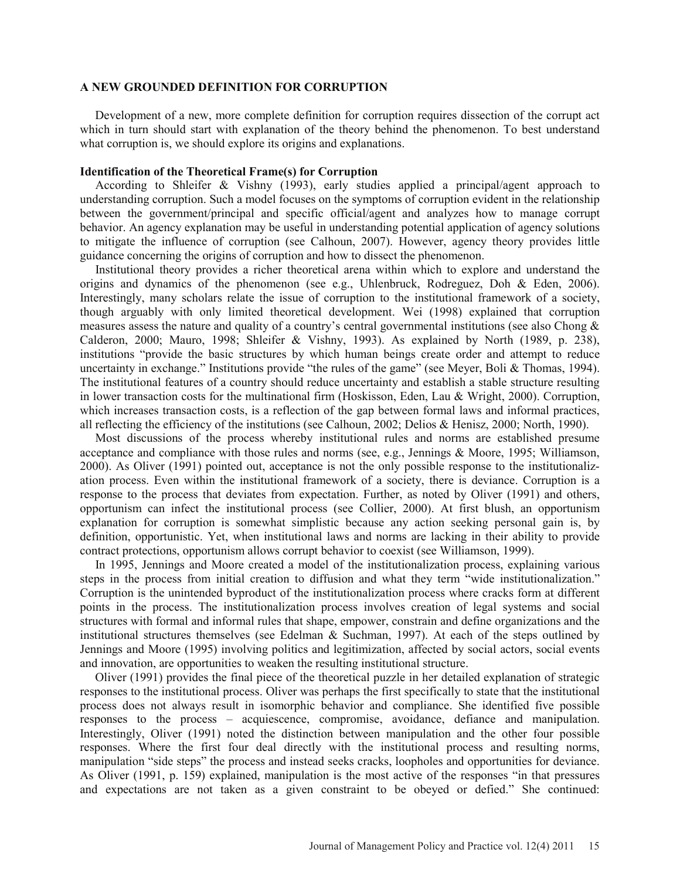## A NEW GROUNDED DEFINITION FOR CORRUPTION

Development of a new, more complete definition for corruption requires dissection of the corrupt act which in turn should start with explanation of the theory behind the phenomenon. To best understand what corruption is, we should explore its origins and explanations.

### Identification of the Theoretical Frame(s) for Corruption

According to Shleifer & Vishny (1993), early studies applied a principal/agent approach to understanding corruption. Such a model focuses on the symptoms of corruption evident in the relationship between the government/principal and specific official/agent and analyzes how to manage corrupt behavior. An agency explanation may be useful in understanding potential application of agency solutions to mitigate the influence of corruption (see Calhoun, 2007). However, agency theory provides little guidance concerning the origins of corruption and how to dissect the phenomenon.

Institutional theory provides a richer theoretical arena within which to explore and understand the origins and dynamics of the phenomenon (see e.g., Uhlenbruck, Rodreguez, Doh & Eden, 2006). Interestingly, many scholars relate the issue of corruption to the institutional framework of a society, though arguably with only limited theoretical development. Wei (1998) explained that corruption measures assess the nature and quality of a country's central governmental institutions (see also Chong & Calderon, 2000; Mauro, 1998; Shleifer & Vishny, 1993). As explained by North (1989, p. 238), institutions "provide the basic structures by which human beings create order and attempt to reduce uncertainty in exchange." Institutions provide "the rules of the game" (see Meyer, Boli & Thomas, 1994). The institutional features of a country should reduce uncertainty and establish a stable structure resulting in lower transaction costs for the multinational firm (Hoskisson, Eden, Lau & Wright, 2000). Corruption, which increases transaction costs, is a reflection of the gap between formal laws and informal practices, all reflecting the efficiency of the institutions (see Calhoun, 2002; Delios & Henisz, 2000; North, 1990).

Most discussions of the process whereby institutional rules and norms are established presume acceptance and compliance with those rules and norms (see, e.g., Jennings & Moore, 1995; Williamson, 2000). As Oliver (1991) pointed out, acceptance is not the only possible response to the institutionalization process. Even within the institutional framework of a society, there is deviance. Corruption is a response to the process that deviates from expectation. Further, as noted by Oliver (1991) and others, opportunism can infect the institutional process (see Collier, 2000). At first blush, an opportunism explanation for corruption is somewhat simplistic because any action seeking personal gain is, by definition, opportunistic. Yet, when institutional laws and norms are lacking in their ability to provide contract protections, opportunism allows corrupt behavior to coexist (see Williamson, 1999).

In 1995, Jennings and Moore created a model of the institutionalization process, explaining various steps in the process from initial creation to diffusion and what they term "wide institutionalization." Corruption is the unintended byproduct of the institutionalization process where cracks form at different points in the process. The institutionalization process involves creation of legal systems and social structures with formal and informal rules that shape, empower, constrain and define organizations and the institutional structures themselves (see Edelman & Suchman, 1997). At each of the steps outlined by Jennings and Moore (1995) involving politics and legitimization, affected by social actors, social events and innovation, are opportunities to weaken the resulting institutional structure.

Oliver (1991) provides the final piece of the theoretical puzzle in her detailed explanation of strategic responses to the institutional process. Oliver was perhaps the first specifically to state that the institutional process does not always result in isomorphic behavior and compliance. She identified five possible responses to the process – acquiescence, compromise, avoidance, defiance and manipulation. Interestingly, Oliver (1991) noted the distinction between manipulation and the other four possible responses. Where the first four deal directly with the institutional process and resulting norms, manipulation "side steps" the process and instead seeks cracks, loopholes and opportunities for deviance. As Oliver (1991, p. 159) explained, manipulation is the most active of the responses "in that pressures and expectations are not taken as a given constraint to be obeyed or defied." She continued: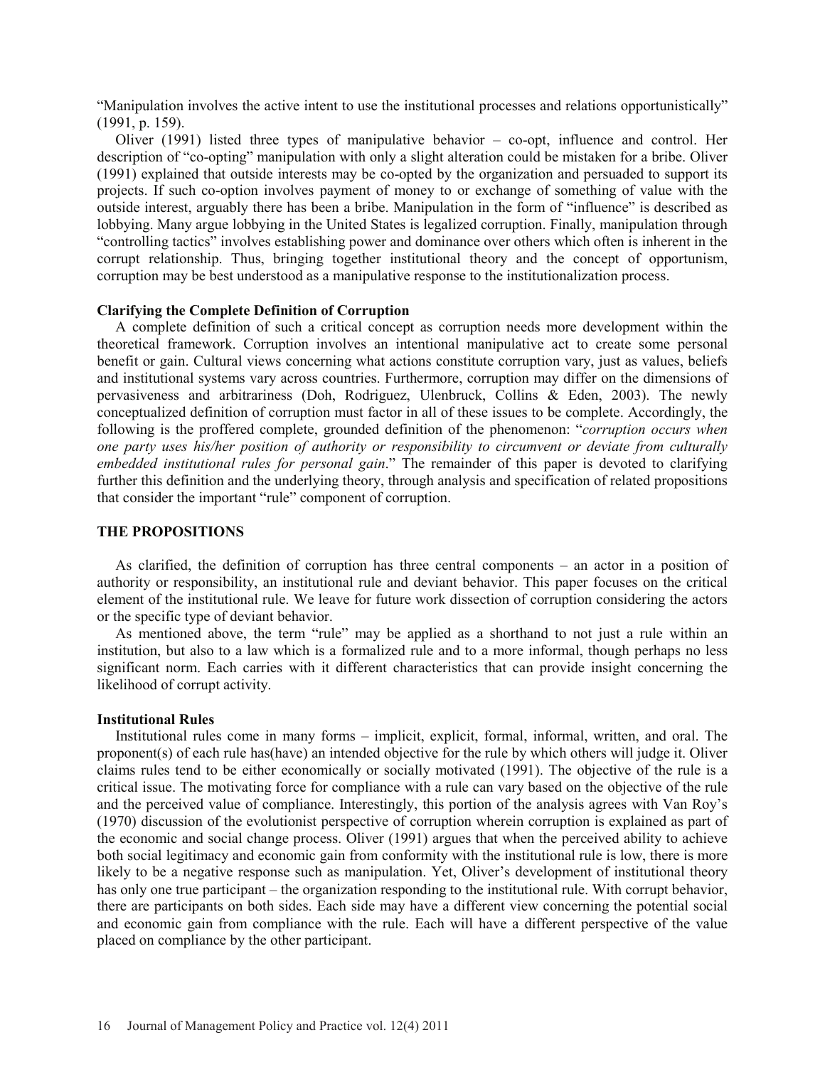"Manipulation involves the active intent to use the institutional processes and relations opportunistically" (1991, p. 159).

Oliver (1991) listed three types of manipulative behavior – co-opt, influence and control. Her description of "co-opting" manipulation with only a slight alteration could be mistaken for a bribe. Oliver (1991) explained that outside interests may be co-opted by the organization and persuaded to support its projects. If such co-option involves payment of money to or exchange of something of value with the outside interest, arguably there has been a bribe. Manipulation in the form of "influence" is described as lobbying. Many argue lobbying in the United States is legalized corruption. Finally, manipulation through "controlling tactics" involves establishing power and dominance over others which often is inherent in the corrupt relationship. Thus, bringing together institutional theory and the concept of opportunism, corruption may be best understood as a manipulative response to the institutionalization process.

### Clarifying the Complete Definition of Corruption

A complete definition of such a critical concept as corruption needs more development within the theoretical framework. Corruption involves an intentional manipulative act to create some personal benefit or gain. Cultural views concerning what actions constitute corruption vary, just as values, beliefs and institutional systems vary across countries. Furthermore, corruption may differ on the dimensions of pervasiveness and arbitrariness (Doh, Rodriguez, Ulenbruck, Collins & Eden, 2003). The newly conceptualized definition of corruption must factor in all of these issues to be complete. Accordingly, the following is the proffered complete, grounded definition of the phenomenon: "*corruption occurs when one party uses his/her position of authority or responsibility to circumvent or deviate from culturally embedded institutional rules for personal gain*." The remainder of this paper is devoted to clarifying further this definition and the underlying theory, through analysis and specification of related propositions that consider the important "rule" component of corruption.

## THE PROPOSITIONS

As clarified, the definition of corruption has three central components – an actor in a position of authority or responsibility, an institutional rule and deviant behavior. This paper focuses on the critical element of the institutional rule. We leave for future work dissection of corruption considering the actors or the specific type of deviant behavior.

As mentioned above, the term "rule" may be applied as a shorthand to not just a rule within an institution, but also to a law which is a formalized rule and to a more informal, though perhaps no less significant norm. Each carries with it different characteristics that can provide insight concerning the likelihood of corrupt activity.

### Institutional Rules

Institutional rules come in many forms – implicit, explicit, formal, informal, written, and oral. The proponent(s) of each rule has(have) an intended objective for the rule by which others will judge it. Oliver claims rules tend to be either economically or socially motivated (1991). The objective of the rule is a critical issue. The motivating force for compliance with a rule can vary based on the objective of the rule and the perceived value of compliance. Interestingly, this portion of the analysis agrees with Van Roy's (1970) discussion of the evolutionist perspective of corruption wherein corruption is explained as part of the economic and social change process. Oliver (1991) argues that when the perceived ability to achieve both social legitimacy and economic gain from conformity with the institutional rule is low, there is more likely to be a negative response such as manipulation. Yet, Oliver's development of institutional theory has only one true participant – the organization responding to the institutional rule. With corrupt behavior, there are participants on both sides. Each side may have a different view concerning the potential social and economic gain from compliance with the rule. Each will have a different perspective of the value placed on compliance by the other participant.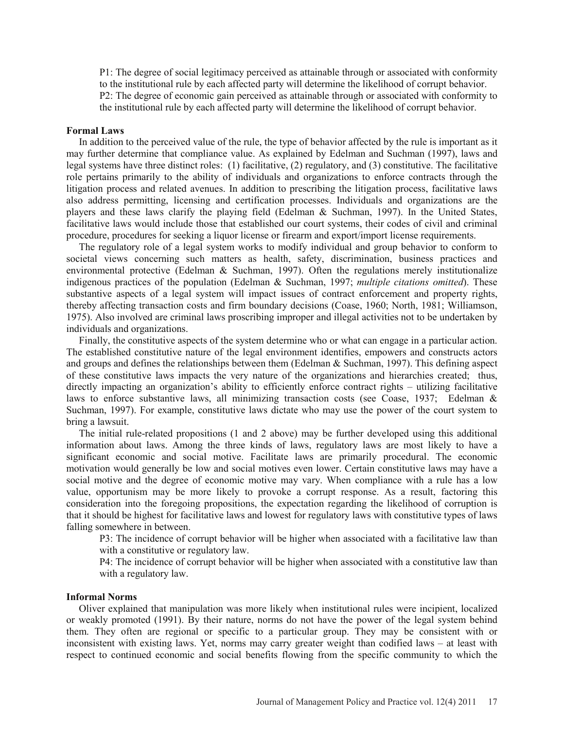P1: The degree of social legitimacy perceived as attainable through or associated with conformity to the institutional rule by each affected party will determine the likelihood of corrupt behavior.

P2: The degree of economic gain perceived as attainable through or associated with conformity to the institutional rule by each affected party will determine the likelihood of corrupt behavior.

**Formal Laws**

In addition to the perceived value of the rule, the type of behavior affected by the rule is important as it may further determine that compliance value. As explained by Edelman and Suchman (1997), laws and legal systems have three distinct roles: (1) facilitative, (2) regulatory, and (3) constitutive. The facilitative role pertains primarily to the ability of individuals and organizations to enforce contracts through the litigation process and related avenues. In addition to prescribing the litigation process, facilitative laws also address permitting, licensing and certification processes. Individuals and organizations are the players and these laws clarify the playing field (Edelman & Suchman, 1997). In the United States, facilitative laws would include those that established our court systems, their codes of civil and criminal procedure, procedures for seeking a liquor license or firearm and export/import license requirements.

The regulatory role of a legal system works to modify individual and group behavior to conform to societal views concerning such matters as health, safety, discrimination, business practices and environmental protective (Edelman & Suchman, 1997). Often the regulations merely institutionalize indigenous practices of the population (Edelman & Suchman, 1997; *multiple citations omitted*). These substantive aspects of a legal system will impact issues of contract enforcement and property rights, thereby affecting transaction costs and firm boundary decisions (Coase, 1960; North, 1981; Williamson, 1975). Also involved are criminal laws proscribing improper and illegal activities not to be undertaken by individuals and organizations.

Finally, the constitutive aspects of the system determine who or what can engage in a particular action. The established constitutive nature of the legal environment identifies, empowers and constructs actors and groups and defines the relationships between them (Edelman & Suchman, 1997). This defining aspect of these constitutive laws impacts the very nature of the organizations and hierarchies created; thus, directly impacting an organization's ability to efficiently enforce contract rights – utilizing facilitative laws to enforce substantive laws, all minimizing transaction costs (see Coase, 1937; Edelman & Suchman, 1997). For example, constitutive laws dictate who may use the power of the court system to bring a lawsuit.

The initial rule-related propositions (1 and 2 above) may be further developed using this additional information about laws. Among the three kinds of laws, regulatory laws are most likely to have a significant economic and social motive. Facilitate laws are primarily procedural. The economic motivation would generally be low and social motives even lower. Certain constitutive laws may have a social motive and the degree of economic motive may vary. When compliance with a rule has a low value, opportunism may be more likely to provoke a corrupt response. As a result, factoring this consideration into the foregoing propositions, the expectation regarding the likelihood of corruption is that it should be highest for facilitative laws and lowest for regulatory laws with constitutive types of laws falling somewhere in between.

P3: The incidence of corrupt behavior will be higher when associated with a facilitative law than with a constitutive or regulatory law.

P4: The incidence of corrupt behavior will be higher when associated with a constitutive law than with a regulatory law.

**Informal Norms**

Oliver explained that manipulation was more likely when institutional rules were incipient, localized or weakly promoted (1991). By their nature, norms do not have the power of the legal system behind them. They often are regional or specific to a particular group. They may be consistent with or inconsistent with existing laws. Yet, norms may carry greater weight than codified laws – at least with respect to continued economic and social benefits flowing from the specific community to which the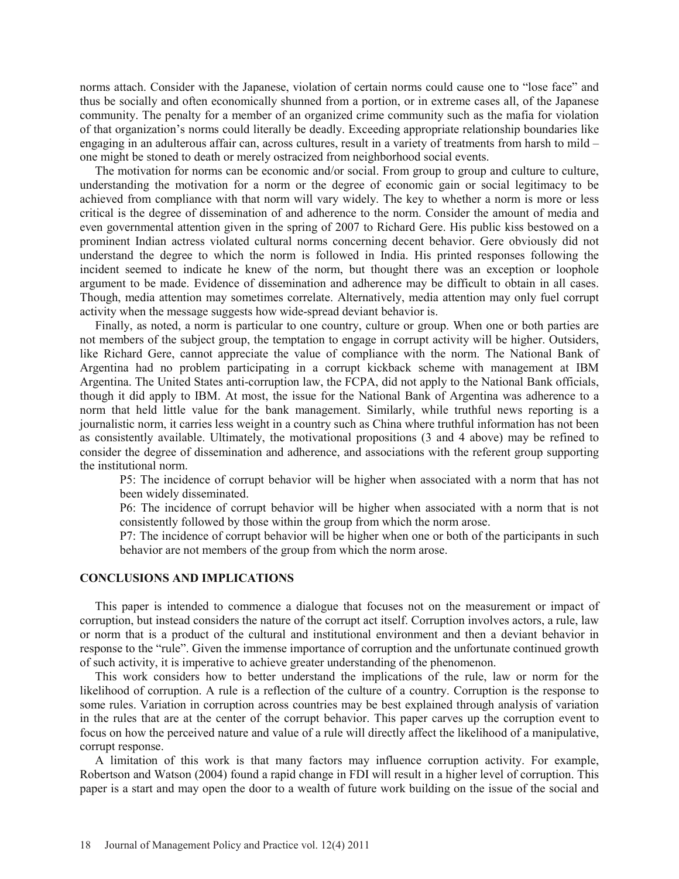norms attach. Consider with the Japanese, violation of certain norms could cause one to "lose face" and thus be socially and often economically shunned from a portion, or in extreme cases all, of the Japanese community. The penalty for a member of an organized crime community such as the mafia for violation of that organization's norms could literally be deadly. Exceeding appropriate relationship boundaries like engaging in an adulterous affair can, across cultures, result in a variety of treatments from harsh to mild – one might be stoned to death or merely ostracized from neighborhood social events.

The motivation for norms can be economic and/or social. From group to group and culture to culture, understanding the motivation for a norm or the degree of economic gain or social legitimacy to be achieved from compliance with that norm will vary widely. The key to whether a norm is more or less critical is the degree of dissemination of and adherence to the norm. Consider the amount of media and even governmental attention given in the spring of 2007 to Richard Gere. His public kiss bestowed on a prominent Indian actress violated cultural norms concerning decent behavior. Gere obviously did not understand the degree to which the norm is followed in India. His printed responses following the incident seemed to indicate he knew of the norm, but thought there was an exception or loophole argument to be made. Evidence of dissemination and adherence may be difficult to obtain in all cases. Though, media attention may sometimes correlate. Alternatively, media attention may only fuel corrupt activity when the message suggests how wide-spread deviant behavior is.

Finally, as noted, a norm is particular to one country, culture or group. When one or both parties are not members of the subject group, the temptation to engage in corrupt activity will be higher. Outsiders, like Richard Gere, cannot appreciate the value of compliance with the norm. The National Bank of Argentina had no problem participating in a corrupt kickback scheme with management at IBM Argentina. The United States anti-corruption law, the FCPA, did not apply to the National Bank officials, though it did apply to IBM. At most, the issue for the National Bank of Argentina was adherence to a norm that held little value for the bank management. Similarly, while truthful news reporting is a journalistic norm, it carries less weight in a country such as China where truthful information has not been as consistently available. Ultimately, the motivational propositions (3 and 4 above) may be refined to consider the degree of dissemination and adherence, and associations with the referent group supporting the institutional norm.

P5: The incidence of corrupt behavior will be higher when associated with a norm that has not been widely disseminated.

P6: The incidence of corrupt behavior will be higher when associated with a norm that is not consistently followed by those within the group from which the norm arose.

P7: The incidence of corrupt behavior will be higher when one or both of the participants in such behavior are not members of the group from which the norm arose.

## CONCLUSIONS AND IMPLICATIONS

This paper is intended to commence a dialogue that focuses not on the measurement or impact of corruption, but instead considers the nature of the corrupt act itself. Corruption involves actors, a rule, law or norm that is a product of the cultural and institutional environment and then a deviant behavior in response to the "rule". Given the immense importance of corruption and the unfortunate continued growth of such activity, it is imperative to achieve greater understanding of the phenomenon.

This work considers how to better understand the implications of the rule, law or norm for the likelihood of corruption. A rule is a reflection of the culture of a country. Corruption is the response to some rules. Variation in corruption across countries may be best explained through analysis of variation in the rules that are at the center of the corrupt behavior. This paper carves up the corruption event to focus on how the perceived nature and value of a rule will directly affect the likelihood of a manipulative, corrupt response.

A limitation of this work is that many factors may influence corruption activity. For example, Robertson and Watson (2004) found a rapid change in FDI will result in a higher level of corruption. This paper is a start and may open the door to a wealth of future work building on the issue of the social and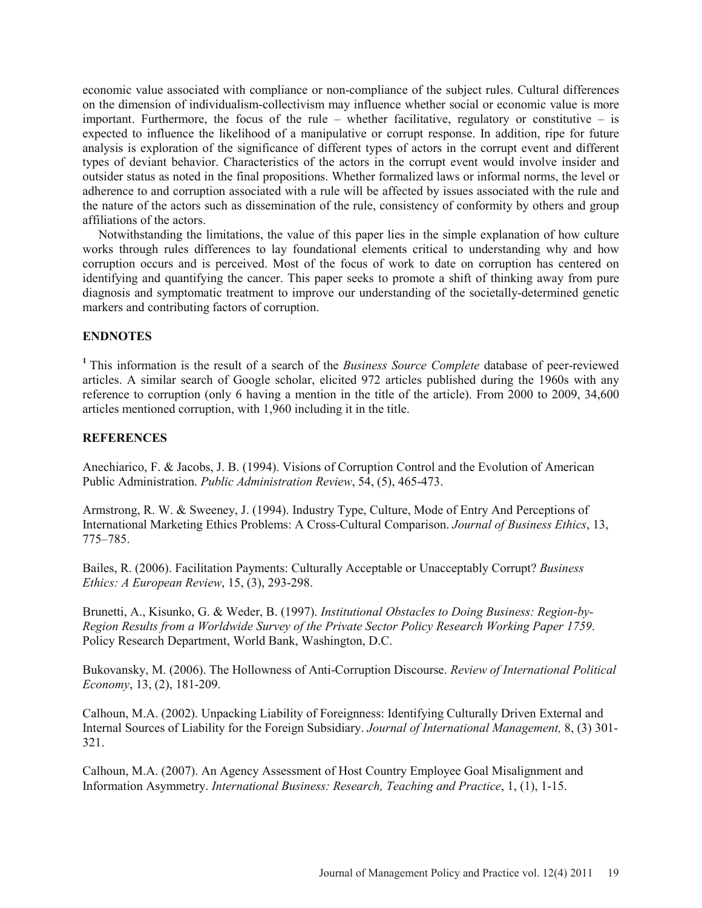economic value associated with compliance or non-compliance of the subject rules. Cultural differences on the dimension of individualism-collectivism may influence whether social or economic value is more important. Furthermore, the focus of the rule – whether facilitative, regulatory or constitutive – is expected to influence the likelihood of a manipulative or corrupt response. In addition, ripe for future analysis is exploration of the significance of different types of actors in the corrupt event and different types of deviant behavior. Characteristics of the actors in the corrupt event would involve insider and outsider status as noted in the final propositions. Whether formalized laws or informal norms, the level or adherence to and corruption associated with a rule will be affected by issues associated with the rule and the nature of the actors such as dissemination of the rule, consistency of conformity by others and group affiliations of the actors.

Notwithstanding the limitations, the value of this paper lies in the simple explanation of how culture works through rules differences to lay foundational elements critical to understanding why and how corruption occurs and is perceived. Most of the focus of work to date on corruption has centered on identifying and quantifying the cancer. This paper seeks to promote a shift of thinking away from pure diagnosis and symptomatic treatment to improve our understanding of the societally-determined genetic markers and contributing factors of corruption.

## ENDNOTES

[1] This information is the result of a search of the *Business Source Complete* database of peer-reviewed articles. A similar search of Google scholar, elicited 972 articles published during the 1960s with any reference to corruption (only 6 having a mention in the title of the article). From 2000 to 2009, 34,600 articles mentioned corruption, with 1,960 including it in the title.

## REFERENCES

Anechiarico, F. & Jacobs, J. B. (1994). Visions of Corruption Control and the Evolution of American Public Administration. *Public Administration Review*, 54, (5), 465-473.

Armstrong, R. W. & Sweeney, J. (1994). Industry Type, Culture, Mode of Entry And Perceptions of International Marketing Ethics Problems: A Cross-Cultural Comparison. *Journal of Business Ethics*, 13, 775–785.

Bailes, R. (2006). Facilitation Payments: Culturally Acceptable or Unacceptably Corrupt? *Business Ethics: A European Review*, 15, (3), 293-298.

Brunetti, A., Kisunko, G. & Weder, B. (1997). *Institutional Obstacles to Doing Business: Region-by-Region Results from a Worldwide Survey of the Private Sector Policy Research Working Paper 1759*. Policy Research Department, World Bank, Washington, D.C.

Bukovansky, M. (2006). The Hollowness of Anti-Corruption Discourse. *Review of International Political Economy*, 13, (2), 181-209.

Calhoun, M.A. (2002). Unpacking Liability of Foreignness: Identifying Culturally Driven External and Internal Sources of Liability for the Foreign Subsidiary. *Journal of International Management,* 8, (3) 301-321.

Calhoun, M.A. (2007). An Agency Assessment of Host Country Employee Goal Misalignment and Information Asymmetry. *International Business: Research, Teaching and Practice*, 1, (1), 1-15.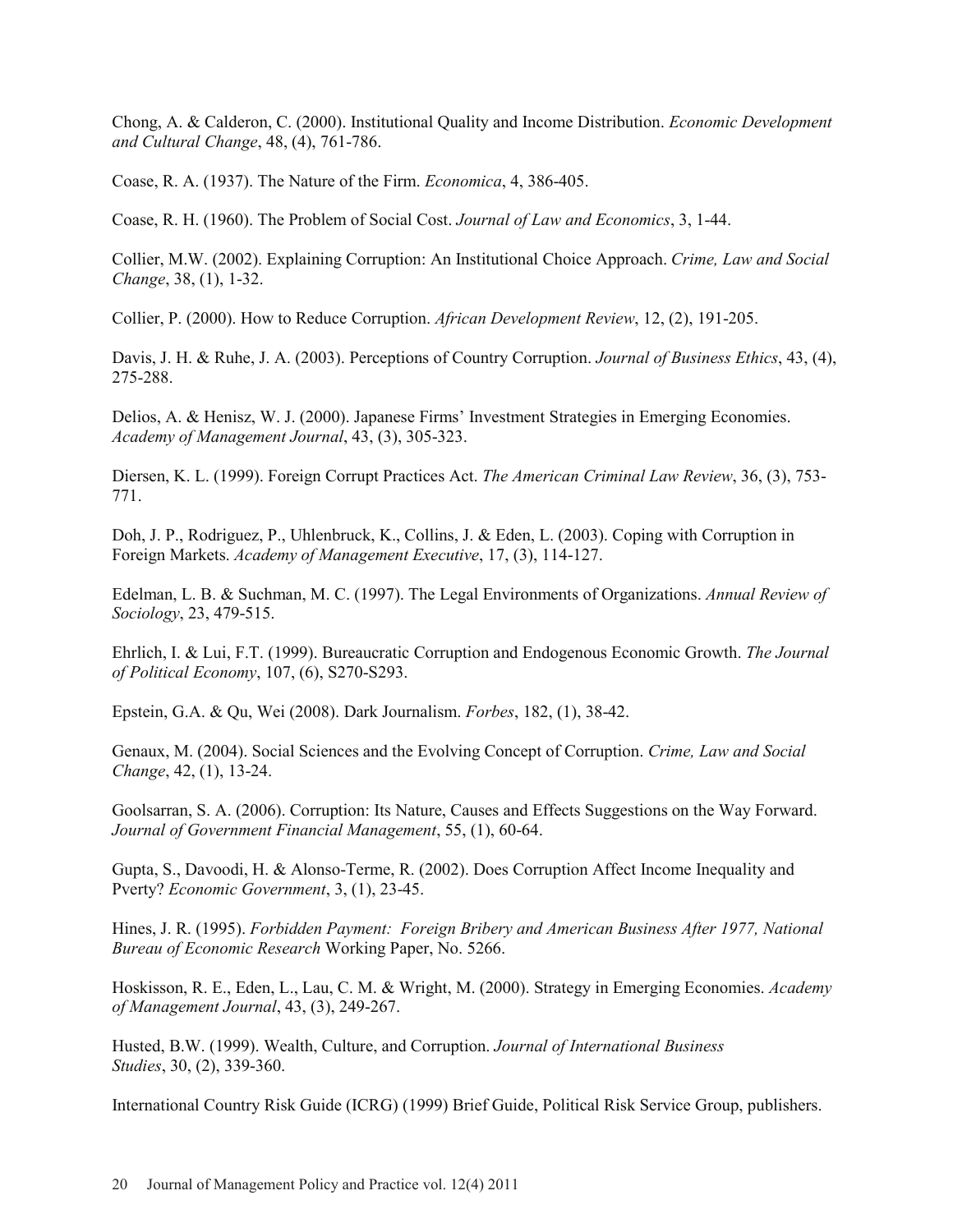Chong, A. & Calderon, C. (2000). Institutional Quality and Income Distribution. *Economic Development and Cultural Change*, 48, (4), 761-786.

Coase, R. A. (1937). The Nature of the Firm. *Economica*, 4, 386-405.

Coase, R. H. (1960). The Problem of Social Cost. *Journal of Law and Economics*, 3, 1-44.

Collier, M.W. (2002). Explaining Corruption: An Institutional Choice Approach. *Crime, Law and Social Change*, 38, (1), 1-32.

Collier, P. (2000). How to Reduce Corruption. *African Development Review*, 12, (2), 191-205.

Davis, J. H. & Ruhe, J. A. (2003). Perceptions of Country Corruption. *Journal of Business Ethics*, 43, (4), 275-288.

Delios, A. & Henisz, W. J. (2000). Japanese Firms' Investment Strategies in Emerging Economies. *Academy of Management Journal*, 43, (3), 305-323.

Diersen, K. L. (1999). Foreign Corrupt Practices Act. *The American Criminal Law Review*, 36, (3), 753-771.

Doh, J. P., Rodriguez, P., Uhlenbruck, K., Collins, J. & Eden, L. (2003). Coping with Corruption in Foreign Markets. *Academy of Management Executive*, 17, (3), 114-127.

Edelman, L. B. & Suchman, M. C. (1997). The Legal Environments of Organizations. *Annual Review of Sociology*, 23, 479-515.

Ehrlich, I. & Lui, F.T. (1999). Bureaucratic Corruption and Endogenous Economic Growth. *The Journal of Political Economy*, 107, (6), S270-S293.

Epstein, G.A. & Qu, Wei (2008). Dark Journalism. *Forbes*, 182, (1), 38-42.

Genaux, M. (2004). Social Sciences and the Evolving Concept of Corruption. *Crime, Law and Social Change*, 42, (1), 13-24.

Goolsarran, S. A. (2006). Corruption: Its Nature, Causes and Effects Suggestions on the Way Forward. *Journal of Government Financial Management*, 55, (1), 60-64.

Gupta, S., Davoodi, H. & Alonso-Terme, R. (2002). Does Corruption Affect Income Inequality and Pverty? *Economic Government*, 3, (1), 23-45.

Hines, J. R. (1995). *Forbidden Payment: Foreign Bribery and American Business After 1977, National Bureau of Economic Research* Working Paper, No. 5266.

Hoskisson, R. E., Eden, L., Lau, C. M. & Wright, M. (2000). Strategy in Emerging Economies. *Academy of Management Journal*, 43, (3), 249-267.

Husted, B.W. (1999). Wealth, Culture, and Corruption. *Journal of International Business Studies*, 30, (2), 339-360.

International Country Risk Guide (ICRG) (1999) Brief Guide, Political Risk Service Group, publishers.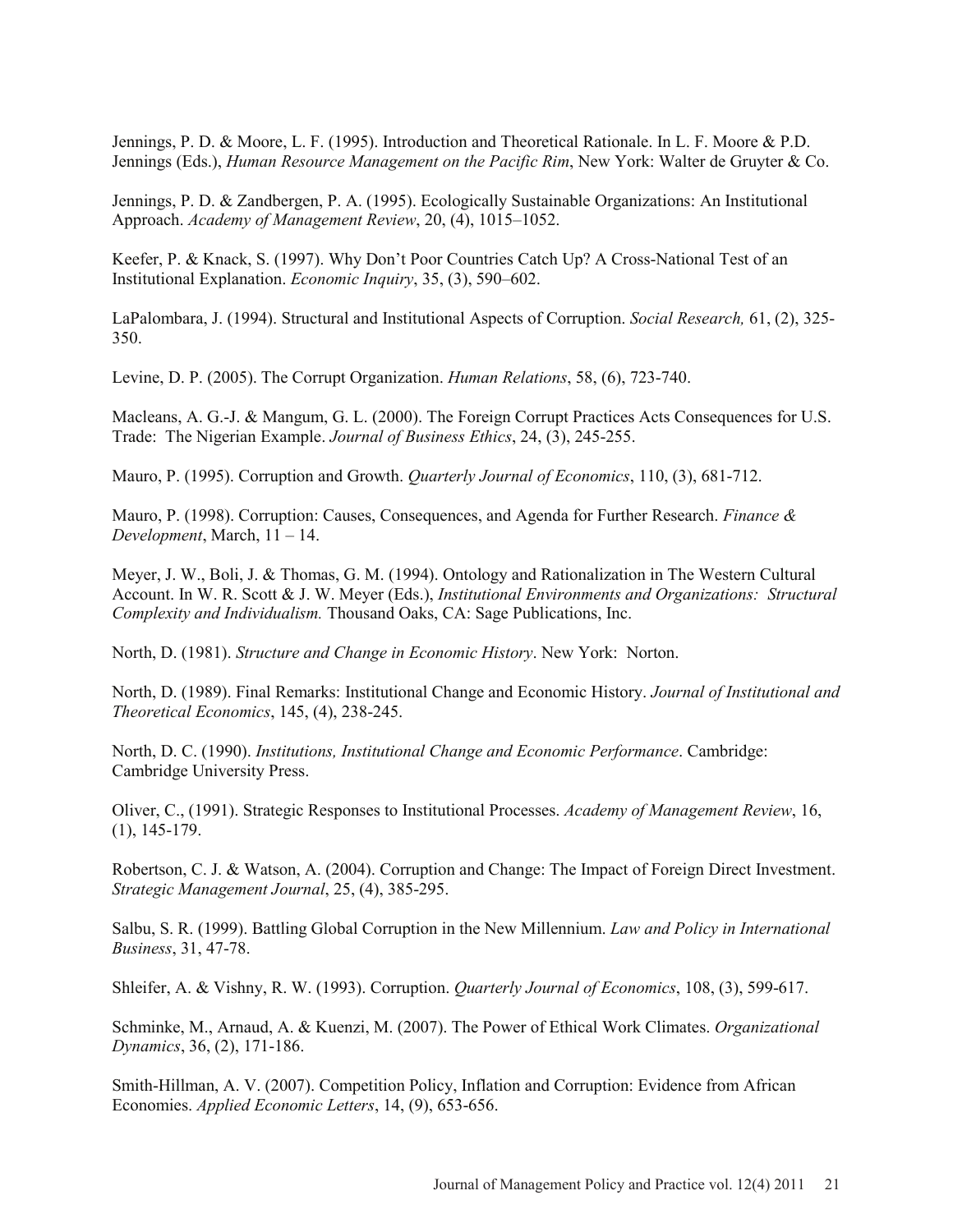Jennings, P. D. & Moore, L. F. (1995). Introduction and Theoretical Rationale. In L. F. Moore & P.D. Jennings (Eds.), *Human Resource Management on the Pacific Rim*, New York: Walter de Gruyter & Co.

Jennings, P. D. & Zandbergen, P. A. (1995). Ecologically Sustainable Organizations: An Institutional Approach. *Academy of Management Review*, 20, (4), 1015–1052.

Keefer, P. & Knack, S. (1997). Why Don't Poor Countries Catch Up? A Cross-National Test of an Institutional Explanation. *Economic Inquiry*, 35, (3), 590–602.

LaPalombara, J. (1994). Structural and Institutional Aspects of Corruption. *Social Research,* 61, (2), 325-350.

Levine, D. P. (2005). The Corrupt Organization. *Human Relations*, 58, (6), 723-740.

Macleans, A. G.-J. & Mangum, G. L. (2000). The Foreign Corrupt Practices Acts Consequences for U.S. Trade: The Nigerian Example. *Journal of Business Ethics*, 24, (3), 245-255.

Mauro, P. (1995). Corruption and Growth. *Quarterly Journal of Economics*, 110, (3), 681-712.

Mauro, P. (1998). Corruption: Causes, Consequences, and Agenda for Further Research. *Finance & Development*, March, 11 – 14.

Meyer, J. W., Boli, J. & Thomas, G. M. (1994). Ontology and Rationalization in The Western Cultural Account. In W. R. Scott & J. W. Meyer (Eds.), *Institutional Environments and Organizations: Structural Complexity and Individualism.* Thousand Oaks, CA: Sage Publications, Inc.

North, D. (1981). *Structure and Change in Economic History*. New York: Norton.

North, D. (1989). Final Remarks: Institutional Change and Economic History. *Journal of Institutional and Theoretical Economics*, 145, (4), 238-245.

North, D. C. (1990). *Institutions, Institutional Change and Economic Performance*. Cambridge: Cambridge University Press.

Oliver, C., (1991). Strategic Responses to Institutional Processes. *Academy of Management Review*, 16, (1), 145-179.

Robertson, C. J. & Watson, A. (2004). Corruption and Change: The Impact of Foreign Direct Investment. *Strategic Management Journal*, 25, (4), 385-295.

Salbu, S. R. (1999). Battling Global Corruption in the New Millennium. *Law and Policy in International Business*, 31, 47-78.

Shleifer, A. & Vishny, R. W. (1993). Corruption. *Quarterly Journal of Economics*, 108, (3), 599-617.

Schminke, M., Arnaud, A. & Kuenzi, M. (2007). The Power of Ethical Work Climates. *Organizational Dynamics*, 36, (2), 171-186.

Smith-Hillman, A. V. (2007). Competition Policy, Inflation and Corruption: Evidence from African Economies. *Applied Economic Letters*, 14, (9), 653-656.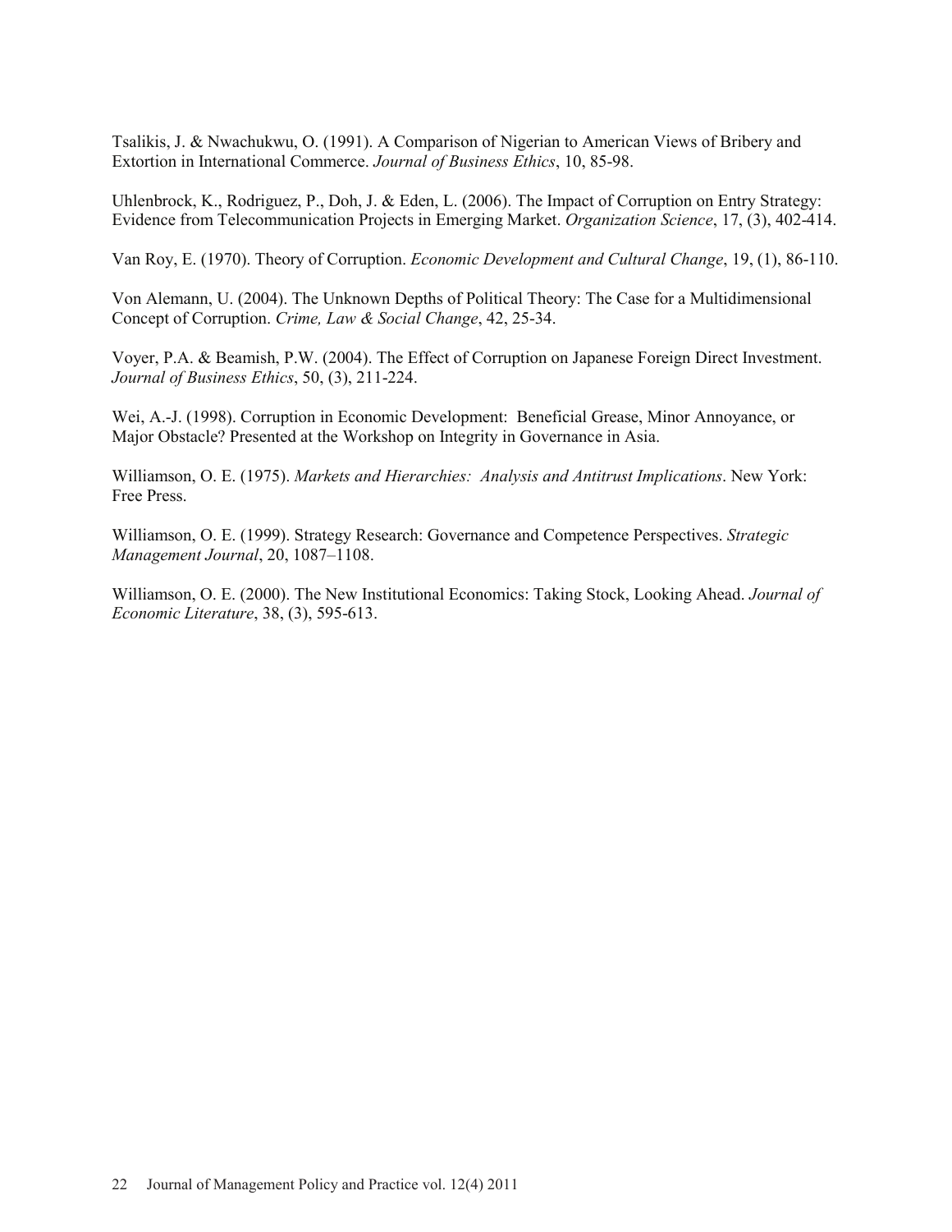Tsalikis, J. & Nwachukwu, O. (1991). A Comparison of Nigerian to American Views of Bribery and Extortion in International Commerce. *Journal of Business Ethics*, 10, 85-98.

Uhlenbrock, K., Rodriguez, P., Doh, J. & Eden, L. (2006). The Impact of Corruption on Entry Strategy: Evidence from Telecommunication Projects in Emerging Market. *Organization Science*, 17, (3), 402-414.

Van Roy, E. (1970). Theory of Corruption. *Economic Development and Cultural Change*, 19, (1), 86-110.

Von Alemann, U. (2004). The Unknown Depths of Political Theory: The Case for a Multidimensional Concept of Corruption. *Crime, Law & Social Change*, 42, 25-34.

Voyer, P.A. & Beamish, P.W. (2004). The Effect of Corruption on Japanese Foreign Direct Investment. *Journal of Business Ethics*, 50, (3), 211-224.

Wei, A.-J. (1998). Corruption in Economic Development: Beneficial Grease, Minor Annoyance, or Major Obstacle? Presented at the Workshop on Integrity in Governance in Asia.

Williamson, O. E. (1975). *Markets and Hierarchies: Analysis and Antitrust Implications*. New York: Free Press.

Williamson, O. E. (1999). Strategy Research: Governance and Competence Perspectives. *Strategic Management Journal*, 20, 1087–1108.

Williamson, O. E. (2000). The New Institutional Economics: Taking Stock, Looking Ahead. *Journal of Economic Literature*, 38, (3), 595-613.